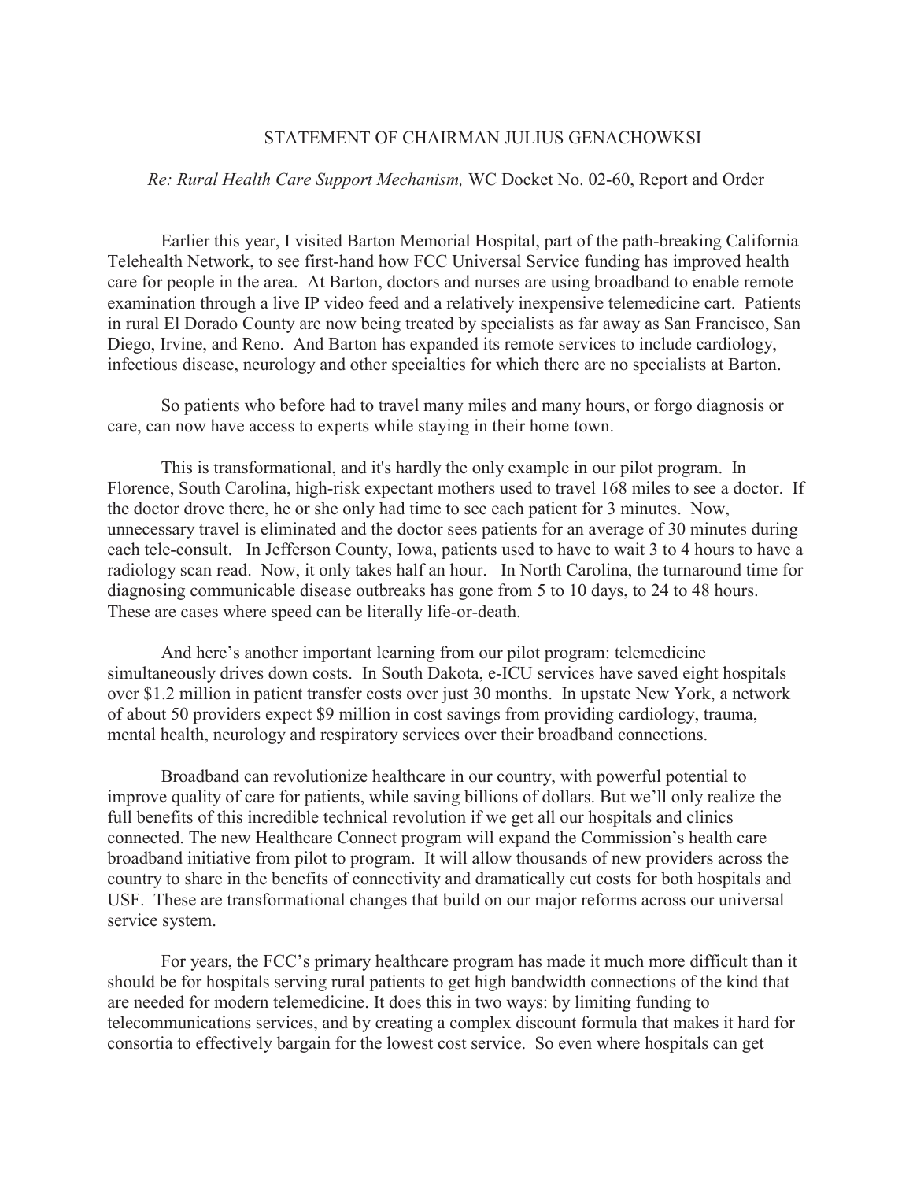STATEMENT OF CHAIRMAN JULIUS GENACHOWKSI

*Re: Rural Health Care Support Mechanism,* WC Docket No. 02-60, Report and Order

Earlier this year, I visited Barton Memorial Hospital, part of the path-breaking California Telehealth Network, to see first-hand how FCC Universal Service funding has improved health care for people in the area. At Barton, doctors and nurses are using broadband to enable remote examination through a live IP video feed and a relatively inexpensive telemedicine cart. Patients in rural El Dorado County are now being treated by specialists as far away as San Francisco, San Diego, Irvine, and Reno. And Barton has expanded its remote services to include cardiology, infectious disease, neurology and other specialties for which there are no specialists at Barton.

So patients who before had to travel many miles and many hours, or forgo diagnosis or care, can now have access to experts while staying in their home town.

This is transformational, and it's hardly the only example in our pilot program. In Florence, South Carolina, high-risk expectant mothers used to travel 168 miles to see a doctor. If the doctor drove there, he or she only had time to see each patient for 3 minutes. Now, unnecessary travel is eliminated and the doctor sees patients for an average of 30 minutes during each tele-consult. In Jefferson County, Iowa, patients used to have to wait 3 to 4 hours to have a radiology scan read. Now, it only takes half an hour. In North Carolina, the turnaround time for diagnosing communicable disease outbreaks has gone from 5 to 10 days, to 24 to 48 hours. These are cases where speed can be literally life-or-death.

And here's another important learning from our pilot program: telemedicine simultaneously drives down costs. In South Dakota, e-ICU services have saved eight hospitals over $1.2 million in patient transfer costs over just 30 months. In upstate New York, a network of about 50 providers expect $9 million in cost savings from providing cardiology, trauma, mental health, neurology and respiratory services over their broadband connections.

Broadband can revolutionize healthcare in our country, with powerful potential to improve quality of care for patients, while saving billions of dollars. But we'll only realize the full benefits of this incredible technical revolution if we get all our hospitals and clinics connected. The new Healthcare Connect program will expand the Commission's health care broadband initiative from pilot to program. It will allow thousands of new providers across the country to share in the benefits of connectivity and dramatically cut costs for both hospitals and USF. These are transformational changes that build on our major reforms across our universal service system.

For years, the FCC's primary healthcare program has made it much more difficult than it should be for hospitals serving rural patients to get high bandwidth connections of the kind that are needed for modern telemedicine. It does this in two ways: by limiting funding to telecommunications services, and by creating a complex discount formula that makes it hard for consortia to effectively bargain for the lowest cost service. So even where hospitals can get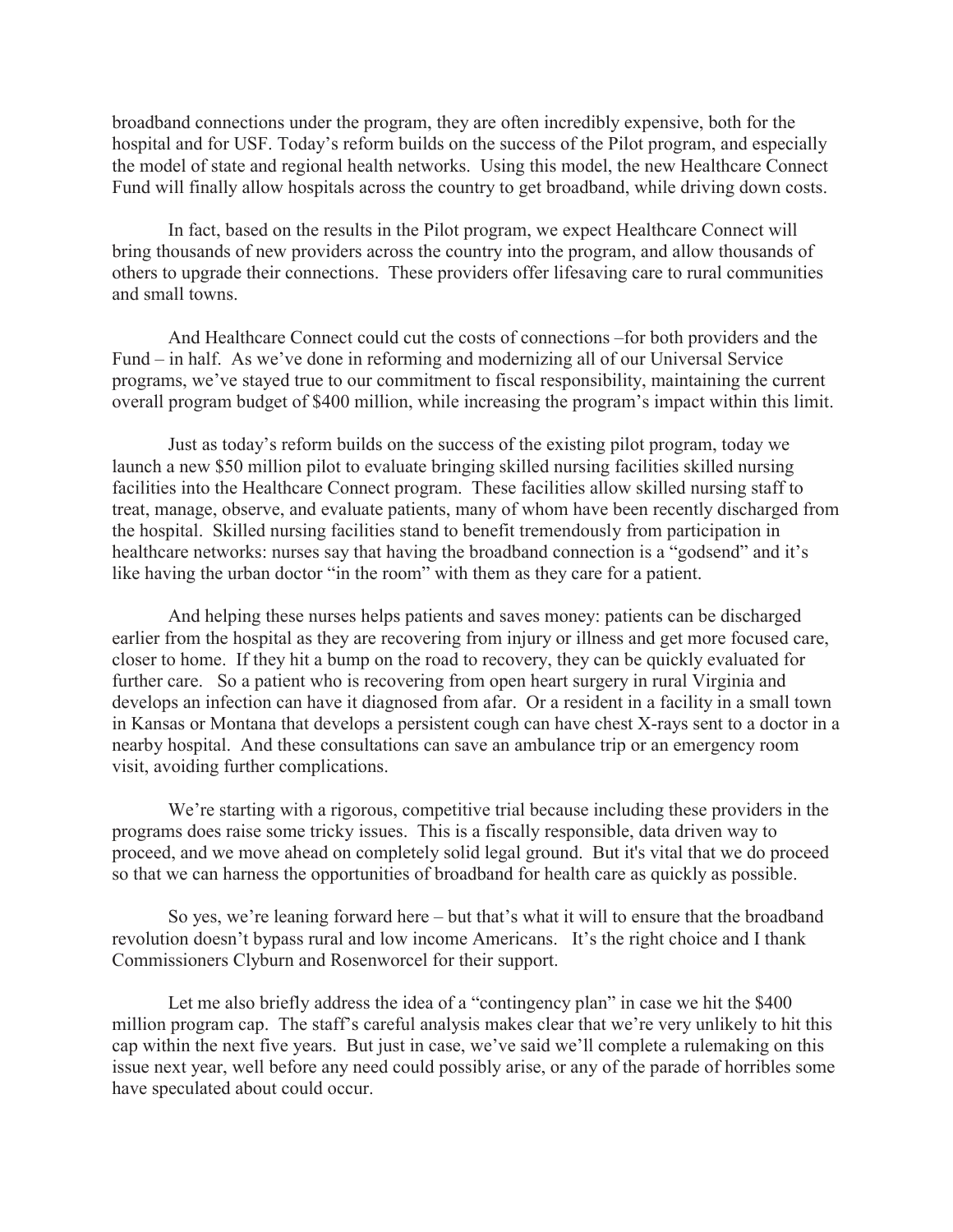broadband connections under the program, they are often incredibly expensive, both for the hospital and for USF. Today's reform builds on the success of the Pilot program, and especially the model of state and regional health networks. Using this model, the new Healthcare Connect Fund will finally allow hospitals across the country to get broadband, while driving down costs.

In fact, based on the results in the Pilot program, we expect Healthcare Connect will bring thousands of new providers across the country into the program, and allow thousands of others to upgrade their connections. These providers offer lifesaving care to rural communities and small towns.

And Healthcare Connect could cut the costs of connections –for both providers and the Fund – in half. As we've done in reforming and modernizing all of our Universal Service programs, we've stayed true to our commitment to fiscal responsibility, maintaining the current overall program budget of $400 million, while increasing the program's impact within this limit.

Just as today's reform builds on the success of the existing pilot program, today we launch a new $50 million pilot to evaluate bringing skilled nursing facilities skilled nursing facilities into the Healthcare Connect program. These facilities allow skilled nursing staff to treat, manage, observe, and evaluate patients, many of whom have been recently discharged from the hospital. Skilled nursing facilities stand to benefit tremendously from participation in healthcare networks: nurses say that having the broadband connection is a "godsend" and it's like having the urban doctor "in the room" with them as they care for a patient.

And helping these nurses helps patients and saves money: patients can be discharged earlier from the hospital as they are recovering from injury or illness and get more focused care, closer to home. If they hit a bump on the road to recovery, they can be quickly evaluated for further care. So a patient who is recovering from open heart surgery in rural Virginia and develops an infection can have it diagnosed from afar. Or a resident in a facility in a small town in Kansas or Montana that develops a persistent cough can have chest X-rays sent to a doctor in a nearby hospital. And these consultations can save an ambulance trip or an emergency room visit, avoiding further complications.

We're starting with a rigorous, competitive trial because including these providers in the programs does raise some tricky issues. This is a fiscally responsible, data driven way to proceed, and we move ahead on completely solid legal ground. But it's vital that we do proceed so that we can harness the opportunities of broadband for health care as quickly as possible.

So yes, we're leaning forward here – but that's what it will to ensure that the broadband revolution doesn't bypass rural and low income Americans. It's the right choice and I thank Commissioners Clyburn and Rosenworcel for their support.

Let me also briefly address the idea of a "contingency plan" in case we hit the $400 million program cap. The staff's careful analysis makes clear that we're very unlikely to hit this cap within the next five years. But just in case, we've said we'll complete a rulemaking on this issue next year, well before any need could possibly arise, or any of the parade of horribles some have speculated about could occur.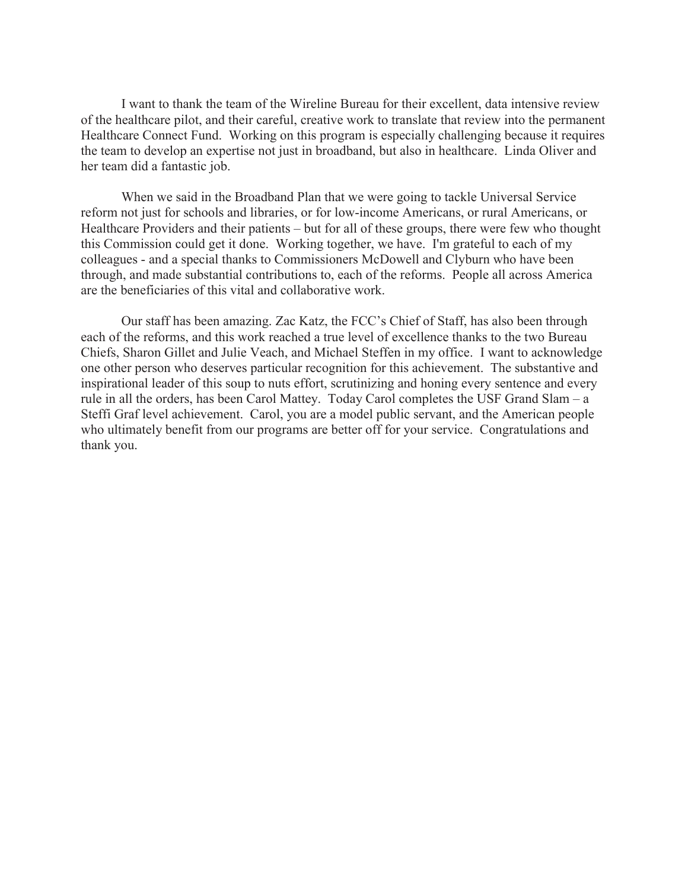I want to thank the team of the Wireline Bureau for their excellent, data intensive review of the healthcare pilot, and their careful, creative work to translate that review into the permanent Healthcare Connect Fund. Working on this program is especially challenging because it requires the team to develop an expertise not just in broadband, but also in healthcare. Linda Oliver and her team did a fantastic job.

When we said in the Broadband Plan that we were going to tackle Universal Service reform not just for schools and libraries, or for low-income Americans, or rural Americans, or Healthcare Providers and their patients – but for all of these groups, there were few who thought this Commission could get it done. Working together, we have. I'm grateful to each of my colleagues - and a special thanks to Commissioners McDowell and Clyburn who have been through, and made substantial contributions to, each of the reforms. People all across America are the beneficiaries of this vital and collaborative work.

Our staff has been amazing. Zac Katz, the FCC's Chief of Staff, has also been through each of the reforms, and this work reached a true level of excellence thanks to the two Bureau Chiefs, Sharon Gillet and Julie Veach, and Michael Steffen in my office. I want to acknowledge one other person who deserves particular recognition for this achievement. The substantive and inspirational leader of this soup to nuts effort, scrutinizing and honing every sentence and every rule in all the orders, has been Carol Mattey. Today Carol completes the USF Grand Slam – a Steffi Graf level achievement. Carol, you are a model public servant, and the American people who ultimately benefit from our programs are better off for your service. Congratulations and thank you.